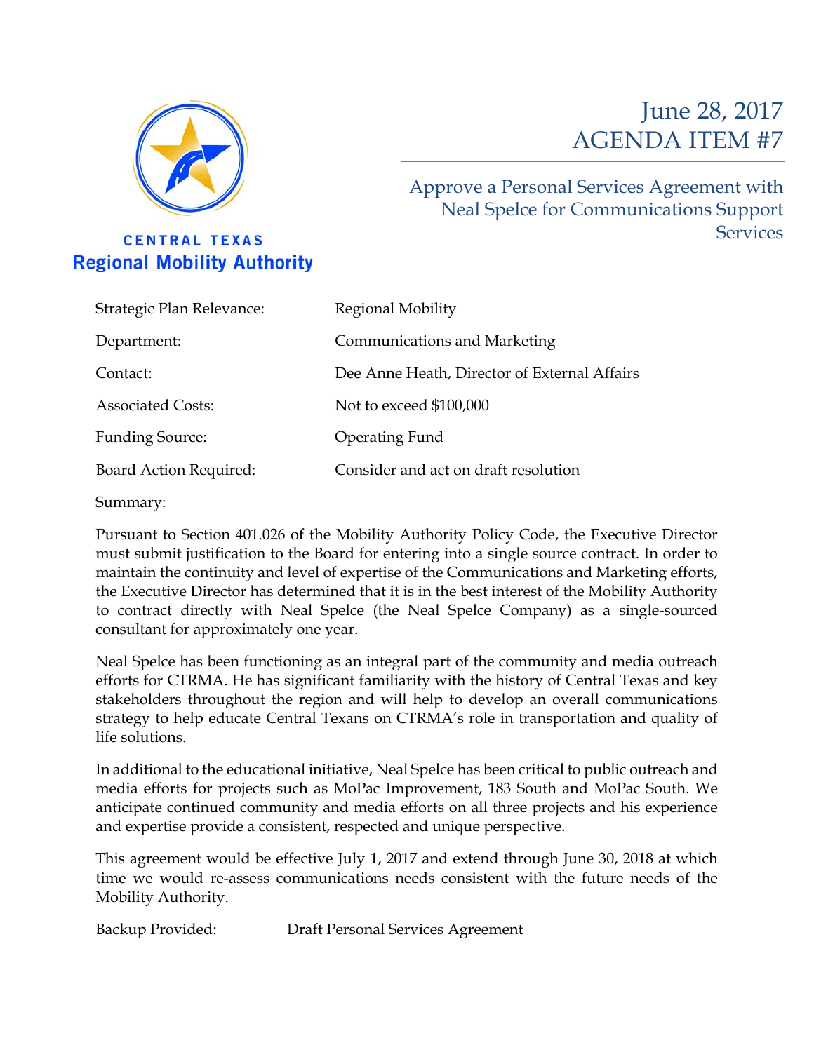CENTRAL TEXAS
**Regional Mobility Authority**

# June 28, 2017
# AGENDA ITEM #7

## Approve a Personal Services Agreement with Neal Spelce for Communications Support Services

| | |
|---|---|
| Strategic Plan Relevance: | Regional Mobility |
| Department: | Communications and Marketing |
| Contact: | Dee Anne Heath, Director of External Affairs |
| Associated Costs: | Not to exceed $100,000 |
| Funding Source: | Operating Fund |
| Board Action Required: | Consider and act on draft resolution |

Summary:

Pursuant to Section 401.026 of the Mobility Authority Policy Code, the Executive Director must submit justification to the Board for entering into a single source contract. In order to maintain the continuity and level of expertise of the Communications and Marketing efforts, the Executive Director has determined that it is in the best interest of the Mobility Authority to contract directly with Neal Spelce (the Neal Spelce Company) as a single-sourced consultant for approximately one year.

Neal Spelce has been functioning as an integral part of the community and media outreach efforts for CTRMA. He has significant familiarity with the history of Central Texas and key stakeholders throughout the region and will help to develop an overall communications strategy to help educate Central Texans on CTRMA's role in transportation and quality of life solutions.

In additional to the educational initiative, Neal Spelce has been critical to public outreach and media efforts for projects such as MoPac Improvement, 183 South and MoPac South. We anticipate continued community and media efforts on all three projects and his experience and expertise provide a consistent, respected and unique perspective.

This agreement would be effective July 1, 2017 and extend through June 30, 2018 at which time we would re-assess communications needs consistent with the future needs of the Mobility Authority.

Backup Provided: Draft Personal Services Agreement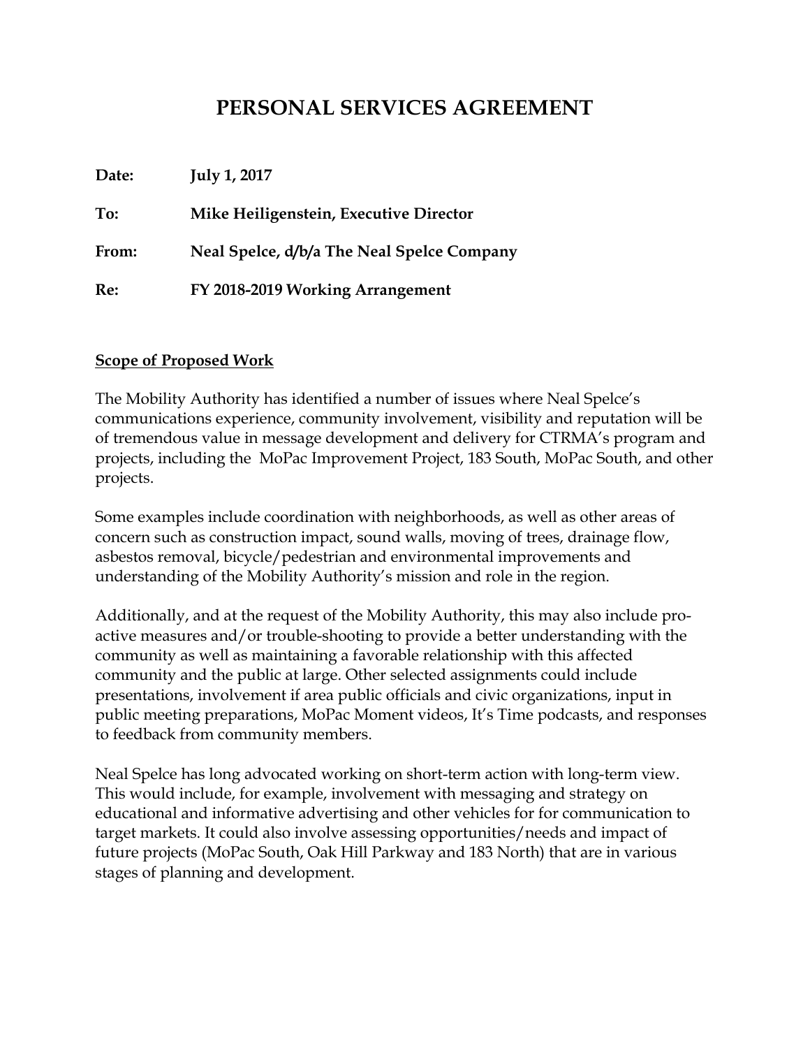# PERSONAL SERVICES AGREEMENT

**Date:** **July 1, 2017**

**To:** **Mike Heiligenstein, Executive Director**

**From:** **Neal Spelce, d/b/a The Neal Spelce Company**

**Re:** **FY 2018-2019 Working Arrangement**

**Scope of Proposed Work**

The Mobility Authority has identified a number of issues where Neal Spelce's communications experience, community involvement, visibility and reputation will be of tremendous value in message development and delivery for CTRMA's program and projects, including the MoPac Improvement Project, 183 South, MoPac South, and other projects.

Some examples include coordination with neighborhoods, as well as other areas of concern such as construction impact, sound walls, moving of trees, drainage flow, asbestos removal, bicycle/pedestrian and environmental improvements and understanding of the Mobility Authority's mission and role in the region.

Additionally, and at the request of the Mobility Authority, this may also include pro-active measures and/or trouble-shooting to provide a better understanding with the community as well as maintaining a favorable relationship with this affected community and the public at large. Other selected assignments could include presentations, involvement if area public officials and civic organizations, input in public meeting preparations, MoPac Moment videos, It's Time podcasts, and responses to feedback from community members.

Neal Spelce has long advocated working on short-term action with long-term view. This would include, for example, involvement with messaging and strategy on educational and informative advertising and other vehicles for for communication to target markets. It could also involve assessing opportunities/needs and impact of future projects (MoPac South, Oak Hill Parkway and 183 North) that are in various stages of planning and development.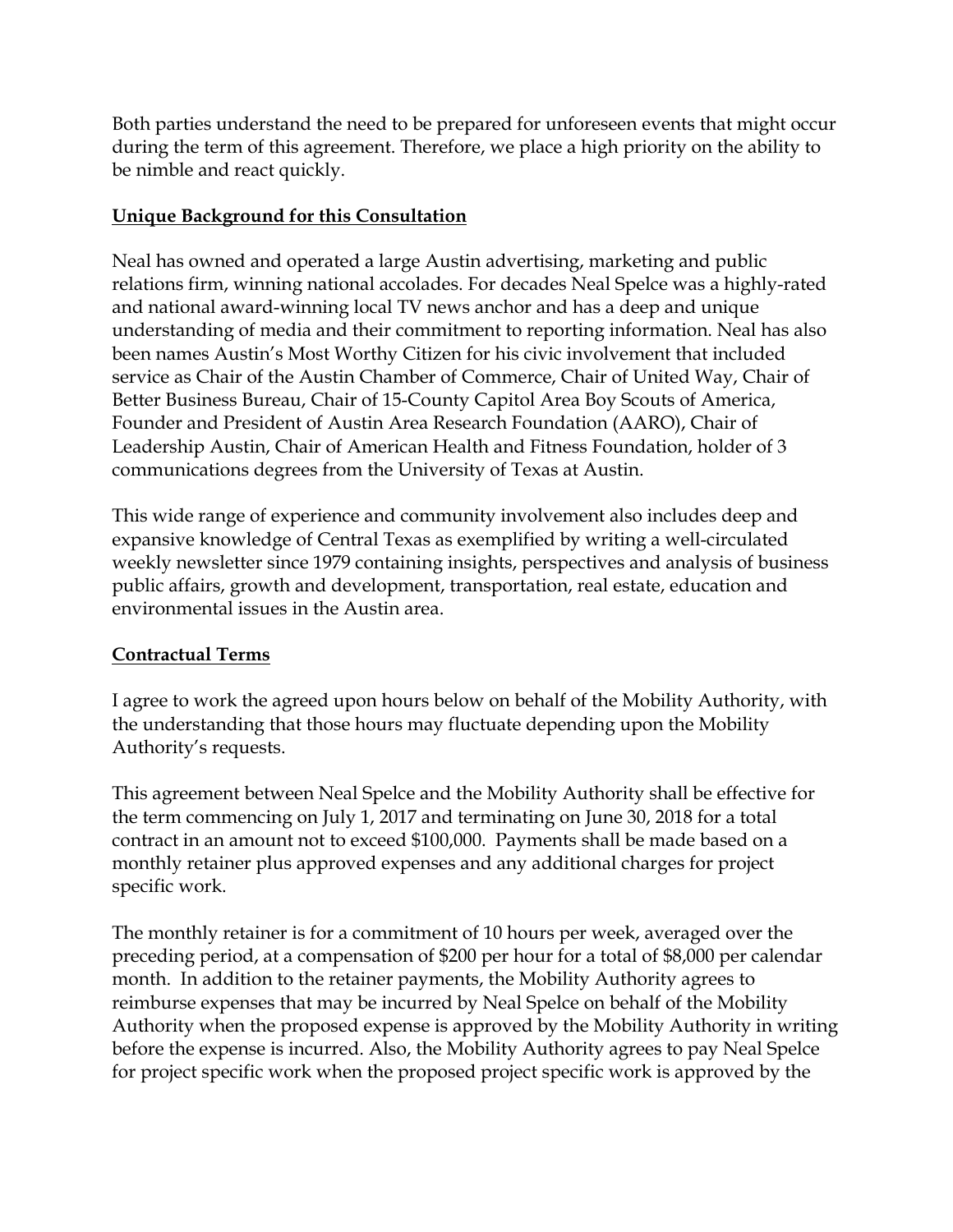Both parties understand the need to be prepared for unforeseen events that might occur during the term of this agreement. Therefore, we place a high priority on the ability to be nimble and react quickly.

## Unique Background for this Consultation

Neal has owned and operated a large Austin advertising, marketing and public relations firm, winning national accolades. For decades Neal Spelce was a highly-rated and national award-winning local TV news anchor and has a deep and unique understanding of media and their commitment to reporting information. Neal has also been names Austin's Most Worthy Citizen for his civic involvement that included service as Chair of the Austin Chamber of Commerce, Chair of United Way, Chair of Better Business Bureau, Chair of 15-County Capitol Area Boy Scouts of America, Founder and President of Austin Area Research Foundation (AARO), Chair of Leadership Austin, Chair of American Health and Fitness Foundation, holder of 3 communications degrees from the University of Texas at Austin.

This wide range of experience and community involvement also includes deep and expansive knowledge of Central Texas as exemplified by writing a well-circulated weekly newsletter since 1979 containing insights, perspectives and analysis of business public affairs, growth and development, transportation, real estate, education and environmental issues in the Austin area.

## Contractual Terms

I agree to work the agreed upon hours below on behalf of the Mobility Authority, with the understanding that those hours may fluctuate depending upon the Mobility Authority's requests.

This agreement between Neal Spelce and the Mobility Authority shall be effective for the term commencing on July 1, 2017 and terminating on June 30, 2018 for a total contract in an amount not to exceed $100,000. Payments shall be made based on a monthly retainer plus approved expenses and any additional charges for project specific work.

The monthly retainer is for a commitment of 10 hours per week, averaged over the preceding period, at a compensation of $200 per hour for a total of $8,000 per calendar month. In addition to the retainer payments, the Mobility Authority agrees to reimburse expenses that may be incurred by Neal Spelce on behalf of the Mobility Authority when the proposed expense is approved by the Mobility Authority in writing before the expense is incurred. Also, the Mobility Authority agrees to pay Neal Spelce for project specific work when the proposed project specific work is approved by the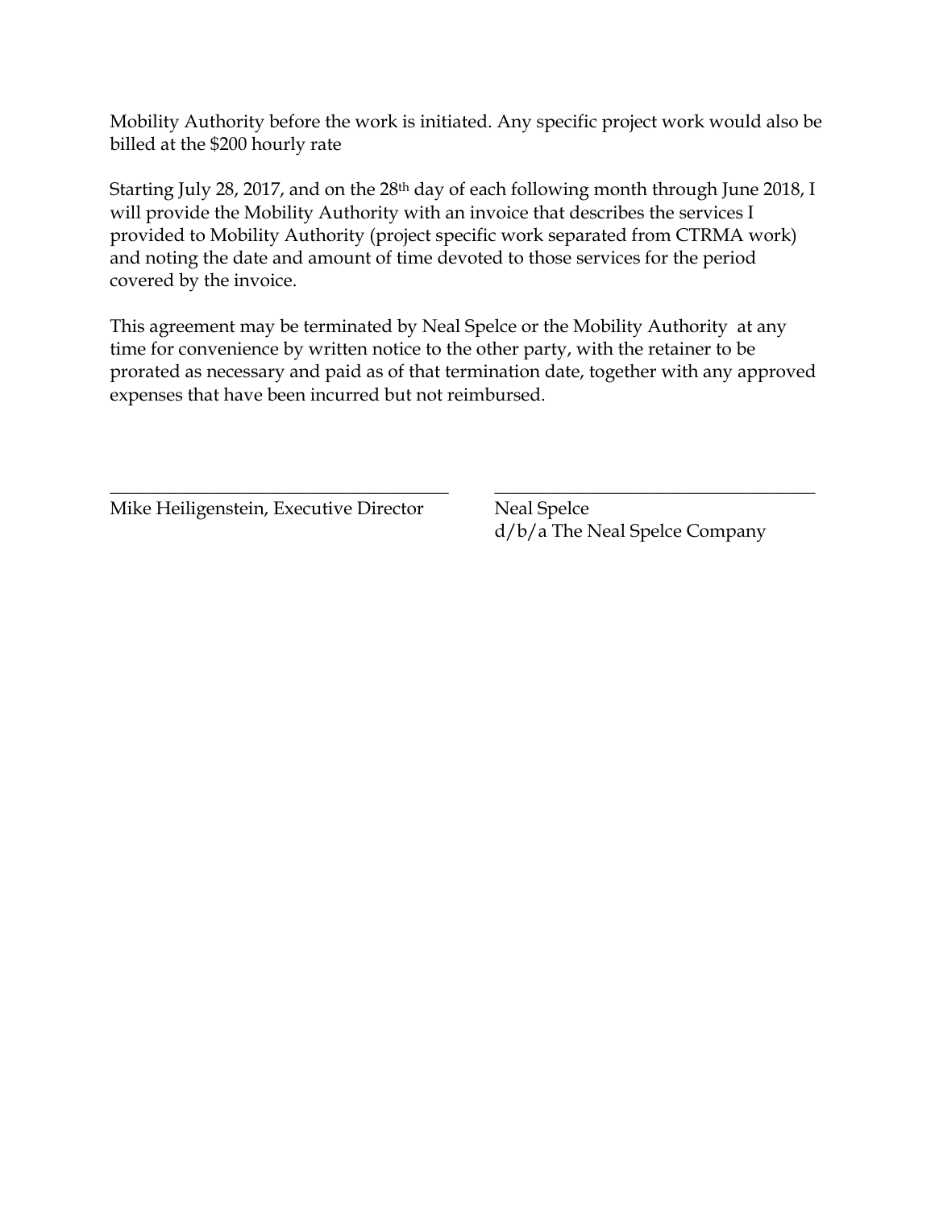Mobility Authority before the work is initiated. Any specific project work would also be billed at the $200 hourly rate

Starting July 28, 2017, and on the 28th day of each following month through June 2018, I will provide the Mobility Authority with an invoice that describes the services I provided to Mobility Authority (project specific work separated from CTRMA work) and noting the date and amount of time devoted to those services for the period covered by the invoice.

This agreement may be terminated by Neal Spelce or the Mobility Authority at any time for convenience by written notice to the other party, with the retainer to be prorated as necessary and paid as of that termination date, together with any approved expenses that have been incurred but not reimbursed.

| | |
|---|---|
| _______________________________________ | _______________________________________ |
| Mike Heiligenstein, Executive Director | Neal Spelce<br>d/b/a The Neal Spelce Company |